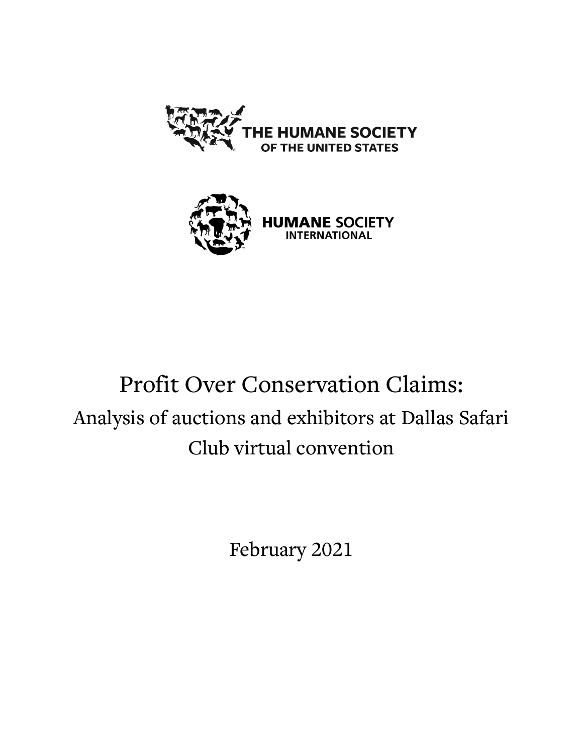THE HUMANE SOCIETY OF THE UNITED STATES

HUMANE SOCIETY INTERNATIONAL

# Profit Over Conservation Claims:

## Analysis of auctions and exhibitors at Dallas Safari Club virtual convention

February 2021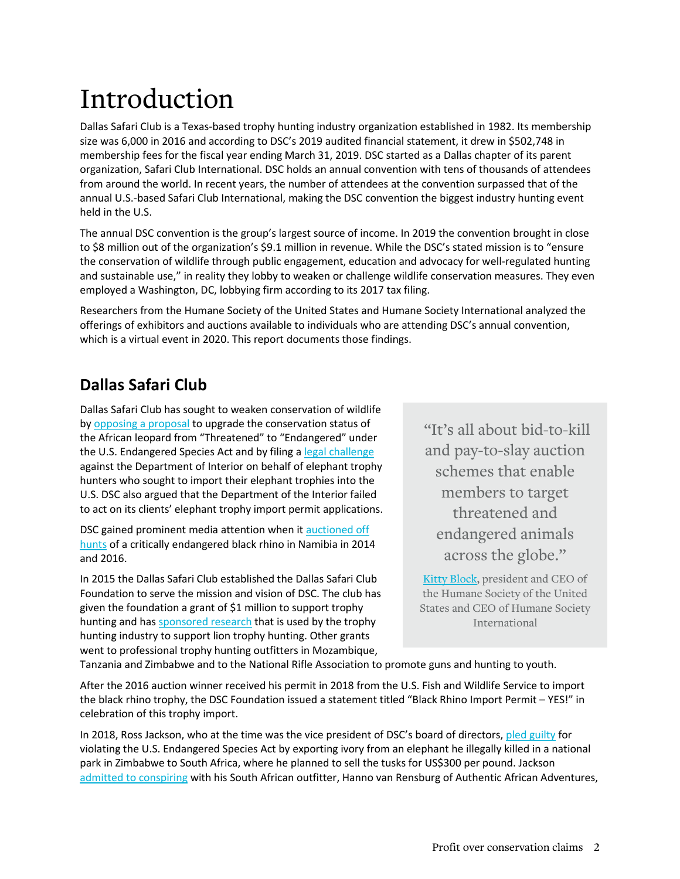# Introduction

Dallas Safari Club is a Texas-based trophy hunting industry organization established in 1982. Its membership size was 6,000 in 2016 and according to DSC's 2019 audited financial statement, it drew in $502,748 in membership fees for the fiscal year ending March 31, 2019. DSC started as a Dallas chapter of its parent organization, Safari Club International. DSC holds an annual convention with tens of thousands of attendees from around the world. In recent years, the number of attendees at the convention surpassed that of the annual U.S.-based Safari Club International, making the DSC convention the biggest industry hunting event held in the U.S.

The annual DSC convention is the group's largest source of income. In 2019 the convention brought in close to $8 million out of the organization's $9.1 million in revenue. While the DSC's stated mission is to "ensure the conservation of wildlife through public engagement, education and advocacy for well-regulated hunting and sustainable use," in reality they lobby to weaken or challenge wildlife conservation measures. They even employed a Washington, DC, lobbying firm according to its 2017 tax filing.

Researchers from the Humane Society of the United States and Humane Society International analyzed the offerings of exhibitors and auctions available to individuals who are attending DSC's annual convention, which is a virtual event in 2020. This report documents those findings.

## Dallas Safari Club

Dallas Safari Club has sought to weaken conservation of wildlife by opposing a proposal to upgrade the conservation status of the African leopard from "Threatened" to "Endangered" under the U.S. Endangered Species Act and by filing a legal challenge against the Department of Interior on behalf of elephant trophy hunters who sought to import their elephant trophies into the U.S. DSC also argued that the Department of the Interior failed to act on its clients' elephant trophy import permit applications.

DSC gained prominent media attention when it auctioned off hunts of a critically endangered black rhino in Namibia in 2014 and 2016.

In 2015 the Dallas Safari Club established the Dallas Safari Club Foundation to serve the mission and vision of DSC. The club has given the foundation a grant of $1 million to support trophy hunting and has sponsored research that is used by the trophy hunting industry to support lion trophy hunting. Other grants went to professional trophy hunting outfitters in Mozambique, Tanzania and Zimbabwe and to the National Rifle Association to promote guns and hunting to youth.

> "It's all about bid-to-kill and pay-to-slay auction schemes that enable members to target threatened and endangered animals across the globe."
>
> Kitty Block, president and CEO of the Humane Society of the United States and CEO of Humane Society International

After the 2016 auction winner received his permit in 2018 from the U.S. Fish and Wildlife Service to import the black rhino trophy, the DSC Foundation issued a statement titled "Black Rhino Import Permit – YES!" in celebration of this trophy import.

In 2018, Ross Jackson, who at the time was the vice president of DSC's board of directors, pled guilty for violating the U.S. Endangered Species Act by exporting ivory from an elephant he illegally killed in a national park in Zimbabwe to South Africa, where he planned to sell the tusks for US$300 per pound. Jackson admitted to conspiring with his South African outfitter, Hanno van Rensburg of Authentic African Adventures,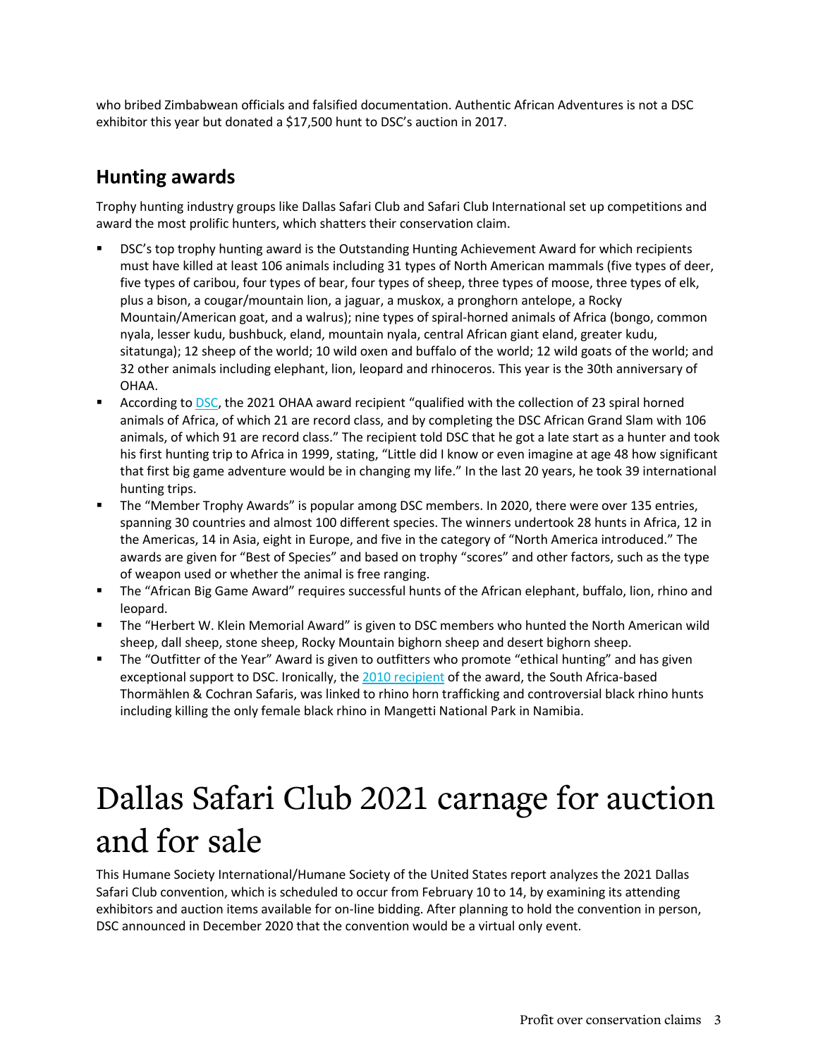who bribed Zimbabwean officials and falsified documentation. Authentic African Adventures is not a DSC exhibitor this year but donated a $17,500 hunt to DSC's auction in 2017.

## Hunting awards

Trophy hunting industry groups like Dallas Safari Club and Safari Club International set up competitions and award the most prolific hunters, which shatters their conservation claim.

- DSC's top trophy hunting award is the Outstanding Hunting Achievement Award for which recipients must have killed at least 106 animals including 31 types of North American mammals (five types of deer, five types of caribou, four types of bear, four types of sheep, three types of moose, three types of elk, plus a bison, a cougar/mountain lion, a jaguar, a muskox, a pronghorn antelope, a Rocky Mountain/American goat, and a walrus); nine types of spiral-horned animals of Africa (bongo, common nyala, lesser kudu, bushbuck, eland, mountain nyala, central African giant eland, greater kudu, sitatunga); 12 sheep of the world; 10 wild oxen and buffalo of the world; 12 wild goats of the world; and 32 other animals including elephant, lion, leopard and rhinoceros. This year is the 30th anniversary of OHAA.
- According to DSC, the 2021 OHAA award recipient "qualified with the collection of 23 spiral horned animals of Africa, of which 21 are record class, and by completing the DSC African Grand Slam with 106 animals, of which 91 are record class." The recipient told DSC that he got a late start as a hunter and took his first hunting trip to Africa in 1999, stating, "Little did I know or even imagine at age 48 how significant that first big game adventure would be in changing my life." In the last 20 years, he took 39 international hunting trips.
- The "Member Trophy Awards" is popular among DSC members. In 2020, there were over 135 entries, spanning 30 countries and almost 100 different species. The winners undertook 28 hunts in Africa, 12 in the Americas, 14 in Asia, eight in Europe, and five in the category of "North America introduced." The awards are given for "Best of Species" and based on trophy "scores" and other factors, such as the type of weapon used or whether the animal is free ranging.
- The "African Big Game Award" requires successful hunts of the African elephant, buffalo, lion, rhino and leopard.
- The "Herbert W. Klein Memorial Award" is given to DSC members who hunted the North American wild sheep, dall sheep, stone sheep, Rocky Mountain bighorn sheep and desert bighorn sheep.
- The "Outfitter of the Year" Award is given to outfitters who promote "ethical hunting" and has given exceptional support to DSC. Ironically, the 2010 recipient of the award, the South Africa-based Thormählen & Cochran Safaris, was linked to rhino horn trafficking and controversial black rhino hunts including killing the only female black rhino in Mangetti National Park in Namibia.

# Dallas Safari Club 2021 carnage for auction and for sale

This Humane Society International/Humane Society of the United States report analyzes the 2021 Dallas Safari Club convention, which is scheduled to occur from February 10 to 14, by examining its attending exhibitors and auction items available for on-line bidding. After planning to hold the convention in person, DSC announced in December 2020 that the convention would be a virtual only event.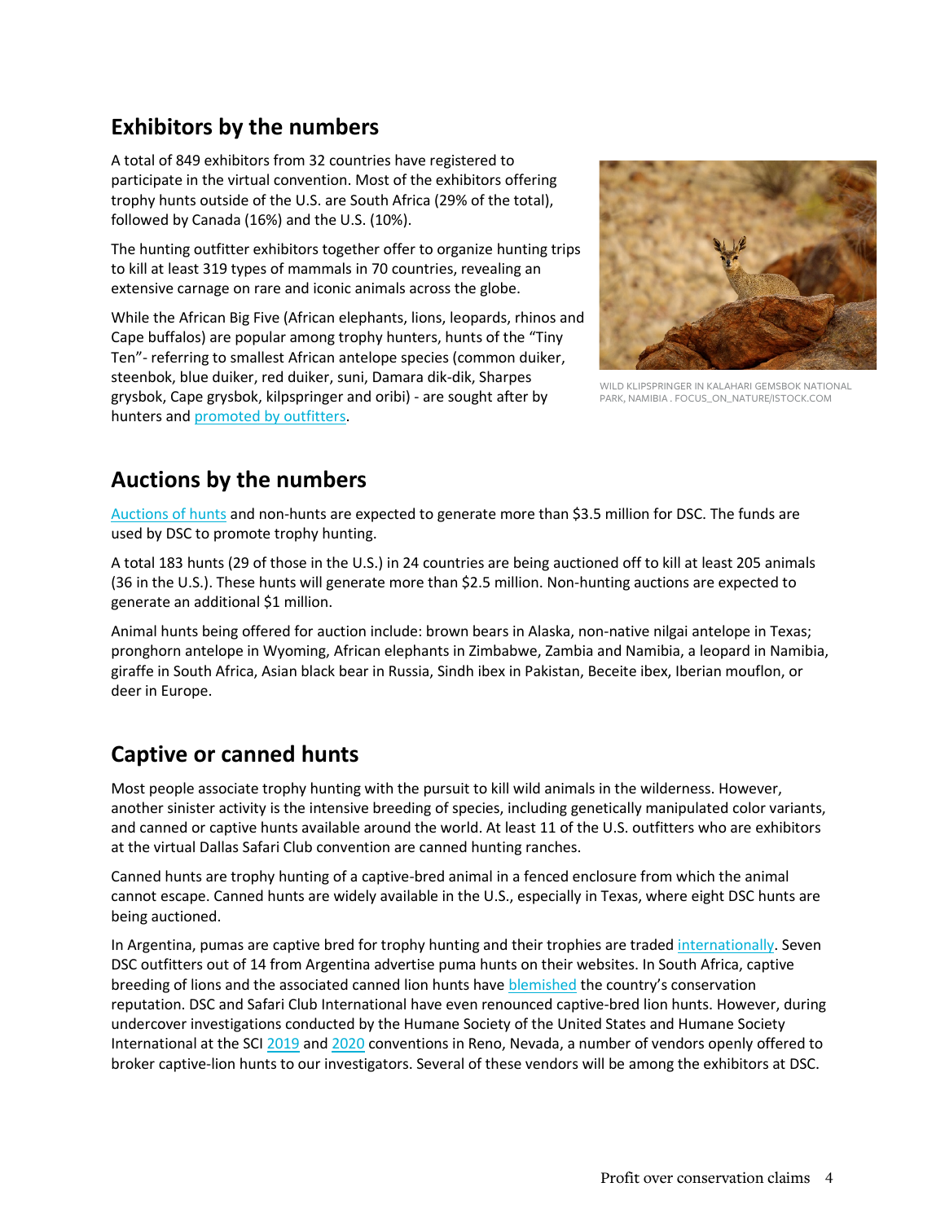## Exhibitors by the numbers

A total of 849 exhibitors from 32 countries have registered to participate in the virtual convention. Most of the exhibitors offering trophy hunts outside of the U.S. are South Africa (29% of the total), followed by Canada (16%) and the U.S. (10%).

The hunting outfitter exhibitors together offer to organize hunting trips to kill at least 319 types of mammals in 70 countries, revealing an extensive carnage on rare and iconic animals across the globe.

While the African Big Five (African elephants, lions, leopards, rhinos and Cape buffalos) are popular among trophy hunters, hunts of the "Tiny Ten"- referring to smallest African antelope species (common duiker, steenbok, blue duiker, red duiker, suni, Damara dik-dik, Sharpes grysbok, Cape grysbok, kilpspringer and oribi) - are sought after by hunters and promoted by outfitters.

WILD KLIPSPRINGER IN KALAHARI GEMSBOK NATIONAL PARK, NAMIBIA . FOCUS_ON_NATURE/ISTOCK.COM

## Auctions by the numbers

Auctions of hunts and non-hunts are expected to generate more than $3.5 million for DSC. The funds are used by DSC to promote trophy hunting.

A total 183 hunts (29 of those in the U.S.) in 24 countries are being auctioned off to kill at least 205 animals (36 in the U.S.). These hunts will generate more than $2.5 million. Non-hunting auctions are expected to generate an additional $1 million.

Animal hunts being offered for auction include: brown bears in Alaska, non-native nilgai antelope in Texas; pronghorn antelope in Wyoming, African elephants in Zimbabwe, Zambia and Namibia, a leopard in Namibia, giraffe in South Africa, Asian black bear in Russia, Sindh ibex in Pakistan, Beceite ibex, Iberian mouflon, or deer in Europe.

## Captive or canned hunts

Most people associate trophy hunting with the pursuit to kill wild animals in the wilderness. However, another sinister activity is the intensive breeding of species, including genetically manipulated color variants, and canned or captive hunts available around the world. At least 11 of the U.S. outfitters who are exhibitors at the virtual Dallas Safari Club convention are canned hunting ranches.

Canned hunts are trophy hunting of a captive-bred animal in a fenced enclosure from which the animal cannot escape. Canned hunts are widely available in the U.S., especially in Texas, where eight DSC hunts are being auctioned.

In Argentina, pumas are captive bred for trophy hunting and their trophies are traded internationally. Seven DSC outfitters out of 14 from Argentina advertise puma hunts on their websites. In South Africa, captive breeding of lions and the associated canned lion hunts have blemished the country's conservation reputation. DSC and Safari Club International have even renounced captive-bred lion hunts. However, during undercover investigations conducted by the Humane Society of the United States and Humane Society International at the SCI 2019 and 2020 conventions in Reno, Nevada, a number of vendors openly offered to broker captive-lion hunts to our investigators. Several of these vendors will be among the exhibitors at DSC.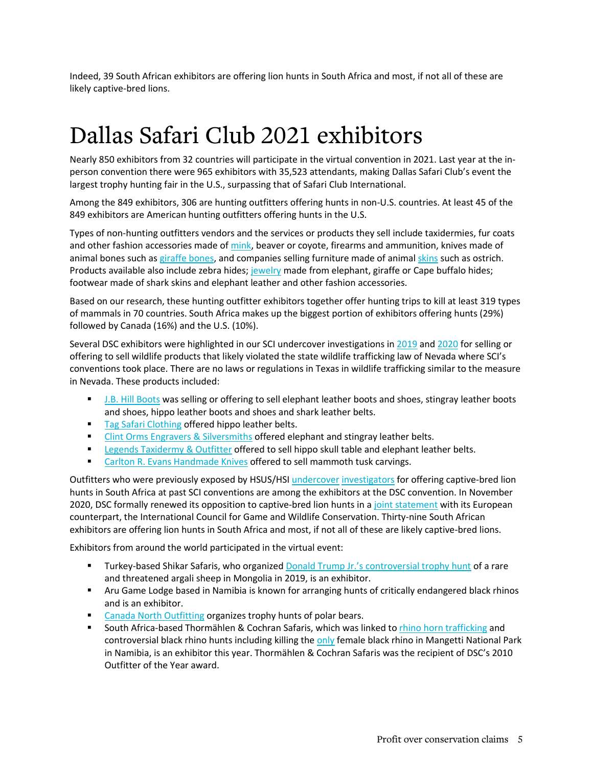Indeed, 39 South African exhibitors are offering lion hunts in South Africa and most, if not all of these are likely captive-bred lions.

# Dallas Safari Club 2021 exhibitors

Nearly 850 exhibitors from 32 countries will participate in the virtual convention in 2021. Last year at the in-person convention there were 965 exhibitors with 35,523 attendants, making Dallas Safari Club's event the largest trophy hunting fair in the U.S., surpassing that of Safari Club International.

Among the 849 exhibitors, 306 are hunting outfitters offering hunts in non-U.S. countries. At least 45 of the 849 exhibitors are American hunting outfitters offering hunts in the U.S.

Types of non-hunting outfitters vendors and the services or products they sell include taxidermies, fur coats and other fashion accessories made of mink, beaver or coyote, firearms and ammunition, knives made of animal bones such as giraffe bones, and companies selling furniture made of animal skins such as ostrich. Products available also include zebra hides; jewelry made from elephant, giraffe or Cape buffalo hides; footwear made of shark skins and elephant leather and other fashion accessories.

Based on our research, these hunting outfitter exhibitors together offer hunting trips to kill at least 319 types of mammals in 70 countries. South Africa makes up the biggest portion of exhibitors offering hunts (29%) followed by Canada (16%) and the U.S. (10%).

Several DSC exhibitors were highlighted in our SCI undercover investigations in 2019 and 2020 for selling or offering to sell wildlife products that likely violated the state wildlife trafficking law of Nevada where SCI's conventions took place. There are no laws or regulations in Texas in wildlife trafficking similar to the measure in Nevada. These products included:

- J.B. Hill Boots was selling or offering to sell elephant leather boots and shoes, stingray leather boots and shoes, hippo leather boots and shoes and shark leather belts.
- Tag Safari Clothing offered hippo leather belts.
- Clint Orms Engravers & Silversmiths offered elephant and stingray leather belts.
- Legends Taxidermy & Outfitter offered to sell hippo skull table and elephant leather belts.
- Carlton R. Evans Handmade Knives offered to sell mammoth tusk carvings.

Outfitters who were previously exposed by HSUS/HSI undercover investigators for offering captive-bred lion hunts in South Africa at past SCI conventions are among the exhibitors at the DSC convention. In November 2020, DSC formally renewed its opposition to captive-bred lion hunts in a joint statement with its European counterpart, the International Council for Game and Wildlife Conservation. Thirty-nine South African exhibitors are offering lion hunts in South Africa and most, if not all of these are likely captive-bred lions.

Exhibitors from around the world participated in the virtual event:

- Turkey-based Shikar Safaris, who organized Donald Trump Jr.'s controversial trophy hunt of a rare and threatened argali sheep in Mongolia in 2019, is an exhibitor.
- Aru Game Lodge based in Namibia is known for arranging hunts of critically endangered black rhinos and is an exhibitor.
- Canada North Outfitting organizes trophy hunts of polar bears.
- South Africa-based Thormählen & Cochran Safaris, which was linked to rhino horn trafficking and controversial black rhino hunts including killing the only female black rhino in Mangetti National Park in Namibia, is an exhibitor this year. Thormählen & Cochran Safaris was the recipient of DSC's 2010 Outfitter of the Year award.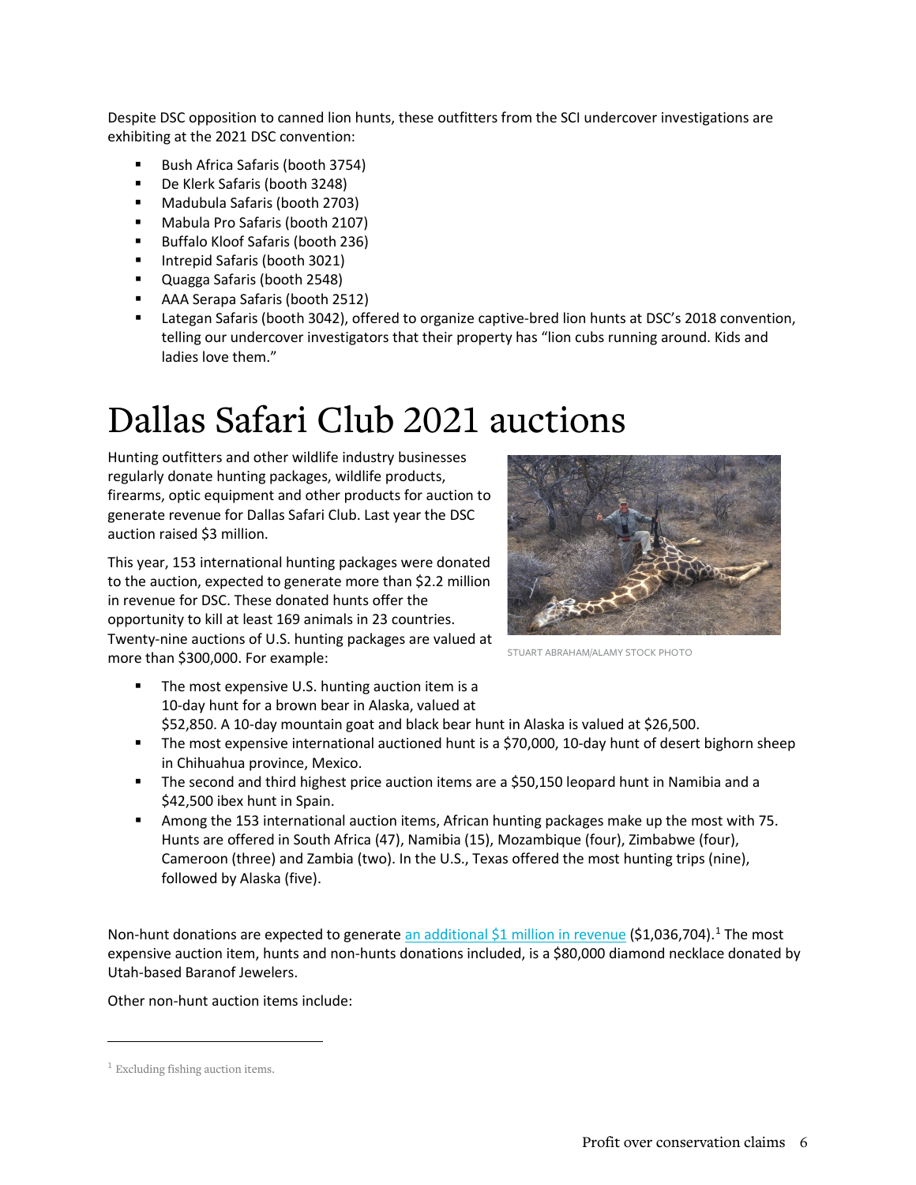Despite DSC opposition to canned lion hunts, these outfitters from the SCI undercover investigations are exhibiting at the 2021 DSC convention:

- Bush Africa Safaris (booth 3754)
- De Klerk Safaris (booth 3248)
- Madubula Safaris (booth 2703)
- Mabula Pro Safaris (booth 2107)
- Buffalo Kloof Safaris (booth 236)
- Intrepid Safaris (booth 3021)
- Quagga Safaris (booth 2548)
- AAA Serapa Safaris (booth 2512)
- Lategan Safaris (booth 3042), offered to organize captive-bred lion hunts at DSC's 2018 convention, telling our undercover investigators that their property has "lion cubs running around. Kids and ladies love them."

# Dallas Safari Club 2021 auctions

Hunting outfitters and other wildlife industry businesses regularly donate hunting packages, wildlife products, firearms, optic equipment and other products for auction to generate revenue for Dallas Safari Club. Last year the DSC auction raised $3 million.

This year, 153 international hunting packages were donated to the auction, expected to generate more than $2.2 million in revenue for DSC. These donated hunts offer the opportunity to kill at least 169 animals in 23 countries. Twenty-nine auctions of U.S. hunting packages are valued at more than $300,000. For example:

STUART ABRAHAM/ALAMY STOCK PHOTO

- The most expensive U.S. hunting auction item is a 10-day hunt for a brown bear in Alaska, valued at $52,850. A 10-day mountain goat and black bear hunt in Alaska is valued at $26,500.
- The most expensive international auctioned hunt is a $70,000, 10-day hunt of desert bighorn sheep in Chihuahua province, Mexico.
- The second and third highest price auction items are a $50,150 leopard hunt in Namibia and a $42,500 ibex hunt in Spain.
- Among the 153 international auction items, African hunting packages make up the most with 75. Hunts are offered in South Africa (47), Namibia (15), Mozambique (four), Zimbabwe (four), Cameroon (three) and Zambia (two). In the U.S., Texas offered the most hunting trips (nine), followed by Alaska (five).

Non-hunt donations are expected to generate an additional $1 million in revenue ($1,036,704).[1] The most expensive auction item, hunts and non-hunts donations included, is a $80,000 diamond necklace donated by Utah-based Baranof Jewelers.

Other non-hunt auction items include:

[1] Excluding fishing auction items.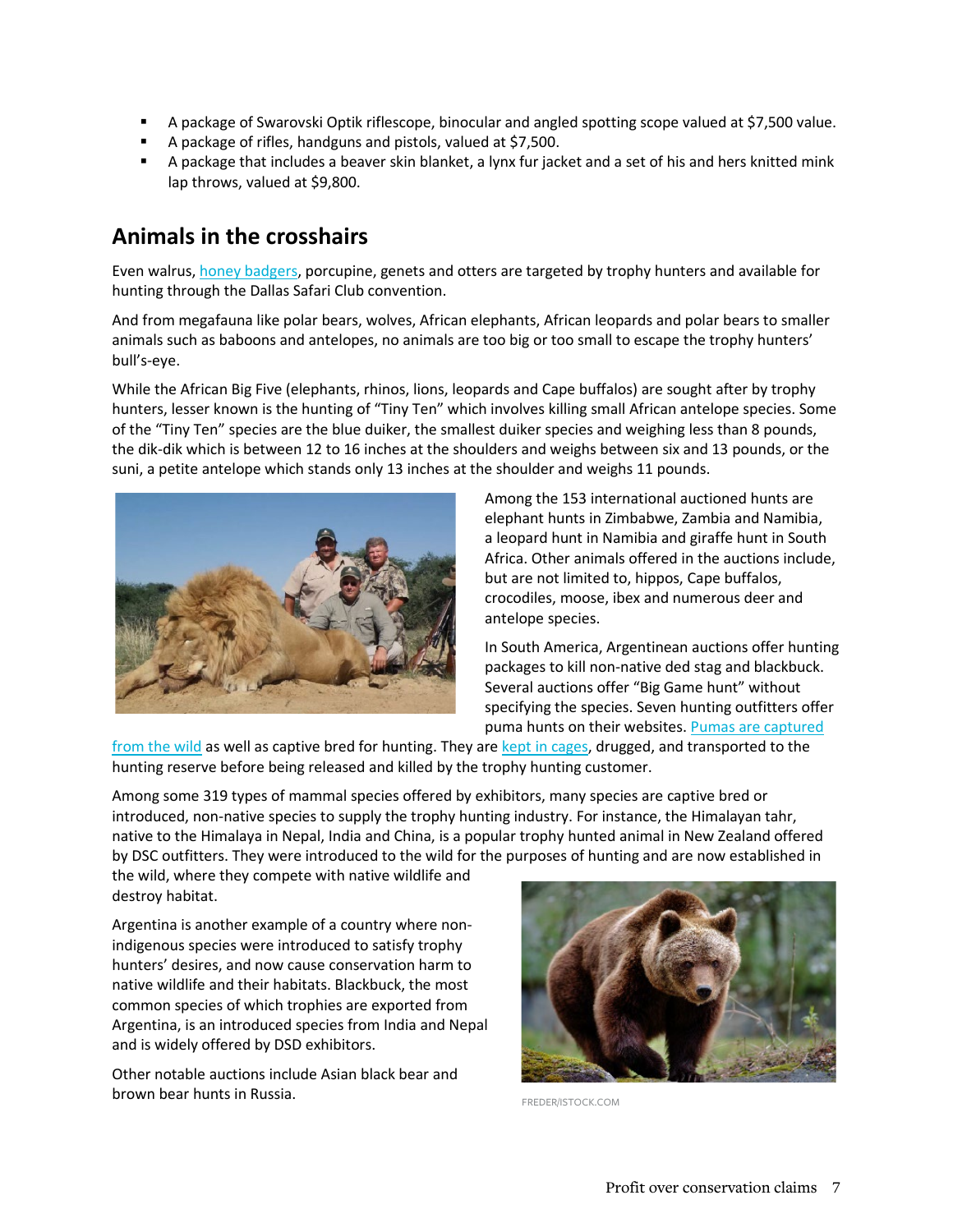- A package of Swarovski Optik riflescope, binocular and angled spotting scope valued at $7,500 value.
- A package of rifles, handguns and pistols, valued at $7,500.
- A package that includes a beaver skin blanket, a lynx fur jacket and a set of his and hers knitted mink lap throws, valued at $9,800.

## Animals in the crosshairs

Even walrus, honey badgers, porcupine, genets and otters are targeted by trophy hunters and available for hunting through the Dallas Safari Club convention.

And from megafauna like polar bears, wolves, African elephants, African leopards and polar bears to smaller animals such as baboons and antelopes, no animals are too big or too small to escape the trophy hunters' bull's-eye.

While the African Big Five (elephants, rhinos, lions, leopards and Cape buffalos) are sought after by trophy hunters, lesser known is the hunting of "Tiny Ten" which involves killing small African antelope species. Some of the "Tiny Ten" species are the blue duiker, the smallest duiker species and weighing less than 8 pounds, the dik-dik which is between 12 to 16 inches at the shoulders and weighs between six and 13 pounds, or the suni, a petite antelope which stands only 13 inches at the shoulder and weighs 11 pounds.

Among the 153 international auctioned hunts are elephant hunts in Zimbabwe, Zambia and Namibia, a leopard hunt in Namibia and giraffe hunt in South Africa. Other animals offered in the auctions include, but are not limited to, hippos, Cape buffalos, crocodiles, moose, ibex and numerous deer and antelope species.

In South America, Argentinean auctions offer hunting packages to kill non-native ded stag and blackbuck. Several auctions offer "Big Game hunt" without specifying the species. Seven hunting outfitters offer puma hunts on their websites. Pumas are captured from the wild as well as captive bred for hunting. They are kept in cages, drugged, and transported to the hunting reserve before being released and killed by the trophy hunting customer.

Among some 319 types of mammal species offered by exhibitors, many species are captive bred or introduced, non-native species to supply the trophy hunting industry. For instance, the Himalayan tahr, native to the Himalaya in Nepal, India and China, is a popular trophy hunted animal in New Zealand offered by DSC outfitters. They were introduced to the wild for the purposes of hunting and are now established in the wild, where they compete with native wildlife and destroy habitat.

Argentina is another example of a country where non-indigenous species were introduced to satisfy trophy hunters' desires, and now cause conservation harm to native wildlife and their habitats. Blackbuck, the most common species of which trophies are exported from Argentina, is an introduced species from India and Nepal and is widely offered by DSD exhibitors.

Other notable auctions include Asian black bear and brown bear hunts in Russia.

FREDER/ISTOCK.COM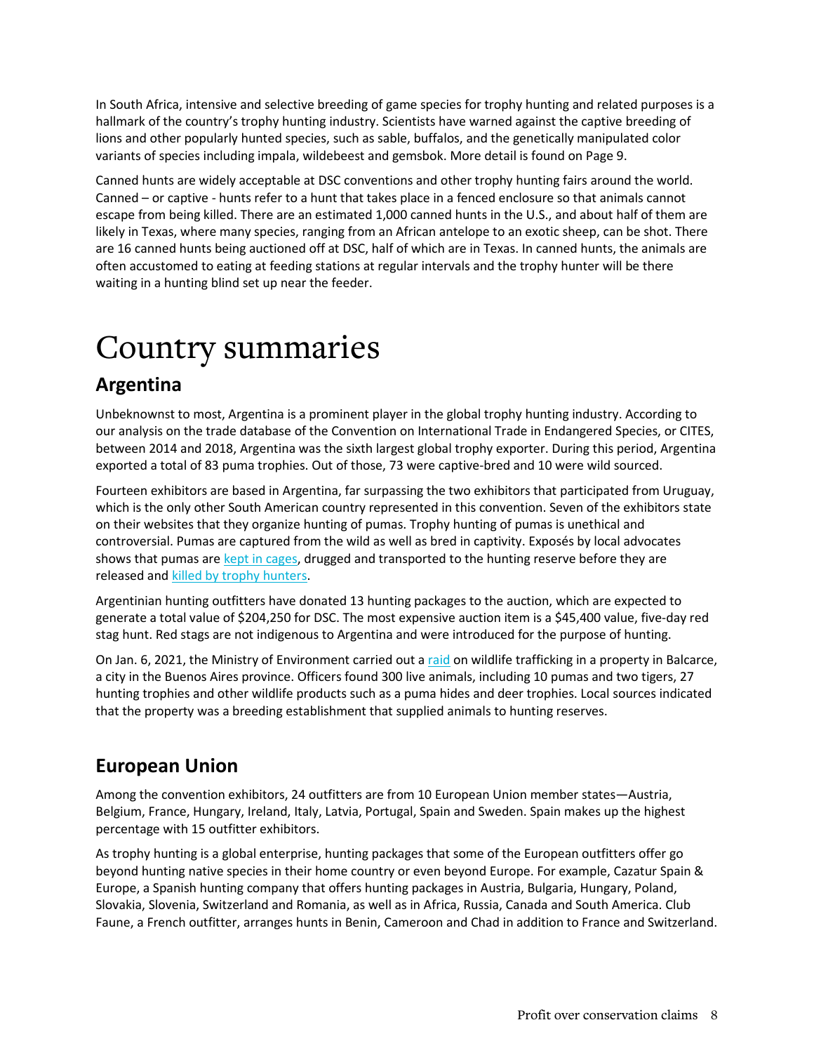In South Africa, intensive and selective breeding of game species for trophy hunting and related purposes is a hallmark of the country's trophy hunting industry. Scientists have warned against the captive breeding of lions and other popularly hunted species, such as sable, buffalos, and the genetically manipulated color variants of species including impala, wildebeest and gemsbok. More detail is found on Page 9.

Canned hunts are widely acceptable at DSC conventions and other trophy hunting fairs around the world. Canned – or captive - hunts refer to a hunt that takes place in a fenced enclosure so that animals cannot escape from being killed. There are an estimated 1,000 canned hunts in the U.S., and about half of them are likely in Texas, where many species, ranging from an African antelope to an exotic sheep, can be shot. There are 16 canned hunts being auctioned off at DSC, half of which are in Texas. In canned hunts, the animals are often accustomed to eating at feeding stations at regular intervals and the trophy hunter will be there waiting in a hunting blind set up near the feeder.

# Country summaries

## Argentina

Unbeknownst to most, Argentina is a prominent player in the global trophy hunting industry. According to our analysis on the trade database of the Convention on International Trade in Endangered Species, or CITES, between 2014 and 2018, Argentina was the sixth largest global trophy exporter. During this period, Argentina exported a total of 83 puma trophies. Out of those, 73 were captive-bred and 10 were wild sourced.

Fourteen exhibitors are based in Argentina, far surpassing the two exhibitors that participated from Uruguay, which is the only other South American country represented in this convention. Seven of the exhibitors state on their websites that they organize hunting of pumas. Trophy hunting of pumas is unethical and controversial. Pumas are captured from the wild as well as bred in captivity. Exposés by local advocates shows that pumas are kept in cages, drugged and transported to the hunting reserve before they are released and killed by trophy hunters.

Argentinian hunting outfitters have donated 13 hunting packages to the auction, which are expected to generate a total value of $204,250 for DSC. The most expensive auction item is a $45,400 value, five-day red stag hunt. Red stags are not indigenous to Argentina and were introduced for the purpose of hunting.

On Jan. 6, 2021, the Ministry of Environment carried out a raid on wildlife trafficking in a property in Balcarce, a city in the Buenos Aires province. Officers found 300 live animals, including 10 pumas and two tigers, 27 hunting trophies and other wildlife products such as a puma hides and deer trophies. Local sources indicated that the property was a breeding establishment that supplied animals to hunting reserves.

## European Union

Among the convention exhibitors, 24 outfitters are from 10 European Union member states—Austria, Belgium, France, Hungary, Ireland, Italy, Latvia, Portugal, Spain and Sweden. Spain makes up the highest percentage with 15 outfitter exhibitors.

As trophy hunting is a global enterprise, hunting packages that some of the European outfitters offer go beyond hunting native species in their home country or even beyond Europe. For example, Cazatur Spain & Europe, a Spanish hunting company that offers hunting packages in Austria, Bulgaria, Hungary, Poland, Slovakia, Slovenia, Switzerland and Romania, as well as in Africa, Russia, Canada and South America. Club Faune, a French outfitter, arranges hunts in Benin, Cameroon and Chad in addition to France and Switzerland.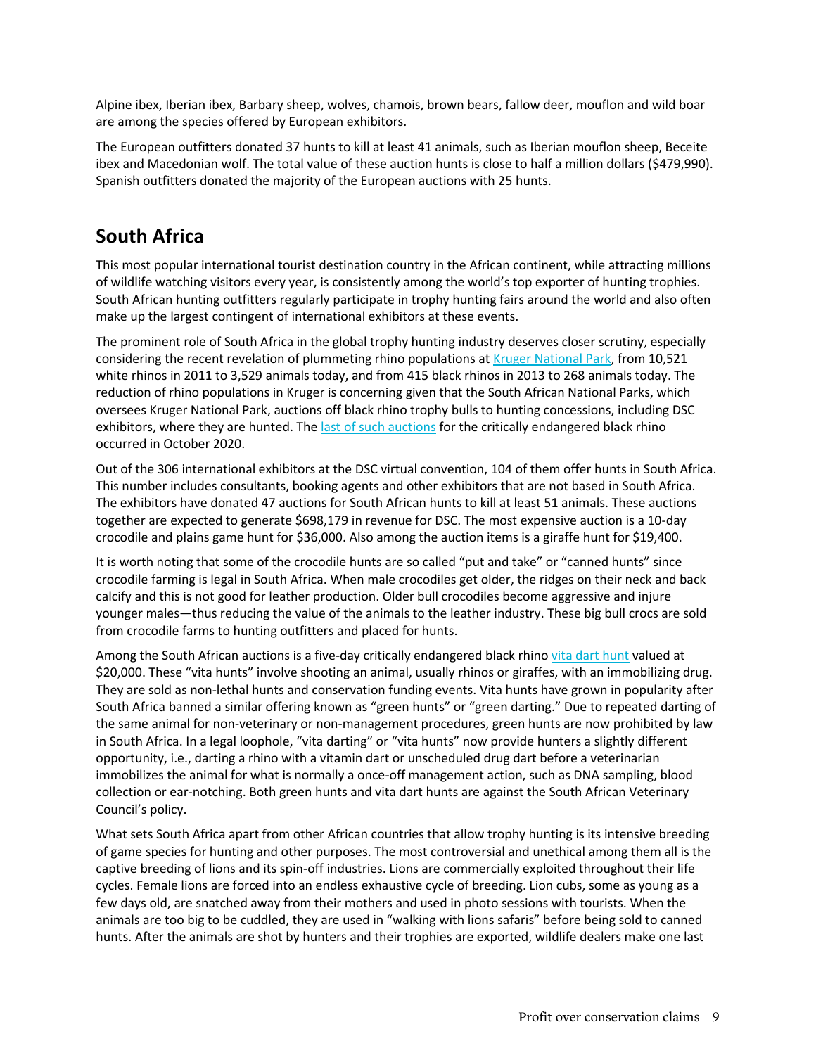Alpine ibex, Iberian ibex, Barbary sheep, wolves, chamois, brown bears, fallow deer, mouflon and wild boar are among the species offered by European exhibitors.

The European outfitters donated 37 hunts to kill at least 41 animals, such as Iberian mouflon sheep, Beceite ibex and Macedonian wolf. The total value of these auction hunts is close to half a million dollars ($479,990). Spanish outfitters donated the majority of the European auctions with 25 hunts.

## South Africa

This most popular international tourist destination country in the African continent, while attracting millions of wildlife watching visitors every year, is consistently among the world's top exporter of hunting trophies. South African hunting outfitters regularly participate in trophy hunting fairs around the world and also often make up the largest contingent of international exhibitors at these events.

The prominent role of South Africa in the global trophy hunting industry deserves closer scrutiny, especially considering the recent revelation of plummeting rhino populations at Kruger National Park, from 10,521 white rhinos in 2011 to 3,529 animals today, and from 415 black rhinos in 2013 to 268 animals today. The reduction of rhino populations in Kruger is concerning given that the South African National Parks, which oversees Kruger National Park, auctions off black rhino trophy bulls to hunting concessions, including DSC exhibitors, where they are hunted. The last of such auctions for the critically endangered black rhino occurred in October 2020.

Out of the 306 international exhibitors at the DSC virtual convention, 104 of them offer hunts in South Africa. This number includes consultants, booking agents and other exhibitors that are not based in South Africa. The exhibitors have donated 47 auctions for South African hunts to kill at least 51 animals. These auctions together are expected to generate $698,179 in revenue for DSC. The most expensive auction is a 10-day crocodile and plains game hunt for $36,000. Also among the auction items is a giraffe hunt for $19,400.

It is worth noting that some of the crocodile hunts are so called "put and take" or "canned hunts" since crocodile farming is legal in South Africa. When male crocodiles get older, the ridges on their neck and back calcify and this is not good for leather production. Older bull crocodiles become aggressive and injure younger males—thus reducing the value of the animals to the leather industry. These big bull crocs are sold from crocodile farms to hunting outfitters and placed for hunts.

Among the South African auctions is a five-day critically endangered black rhino vita dart hunt valued at $20,000. These "vita hunts" involve shooting an animal, usually rhinos or giraffes, with an immobilizing drug. They are sold as non-lethal hunts and conservation funding events. Vita hunts have grown in popularity after South Africa banned a similar offering known as "green hunts" or "green darting." Due to repeated darting of the same animal for non-veterinary or non-management procedures, green hunts are now prohibited by law in South Africa. In a legal loophole, "vita darting" or "vita hunts" now provide hunters a slightly different opportunity, i.e., darting a rhino with a vitamin dart or unscheduled drug dart before a veterinarian immobilizes the animal for what is normally a once-off management action, such as DNA sampling, blood collection or ear-notching. Both green hunts and vita dart hunts are against the South African Veterinary Council's policy.

What sets South Africa apart from other African countries that allow trophy hunting is its intensive breeding of game species for hunting and other purposes. The most controversial and unethical among them all is the captive breeding of lions and its spin-off industries. Lions are commercially exploited throughout their life cycles. Female lions are forced into an endless exhaustive cycle of breeding. Lion cubs, some as young as a few days old, are snatched away from their mothers and used in photo sessions with tourists. When the animals are too big to be cuddled, they are used in "walking with lions safaris" before being sold to canned hunts. After the animals are shot by hunters and their trophies are exported, wildlife dealers make one last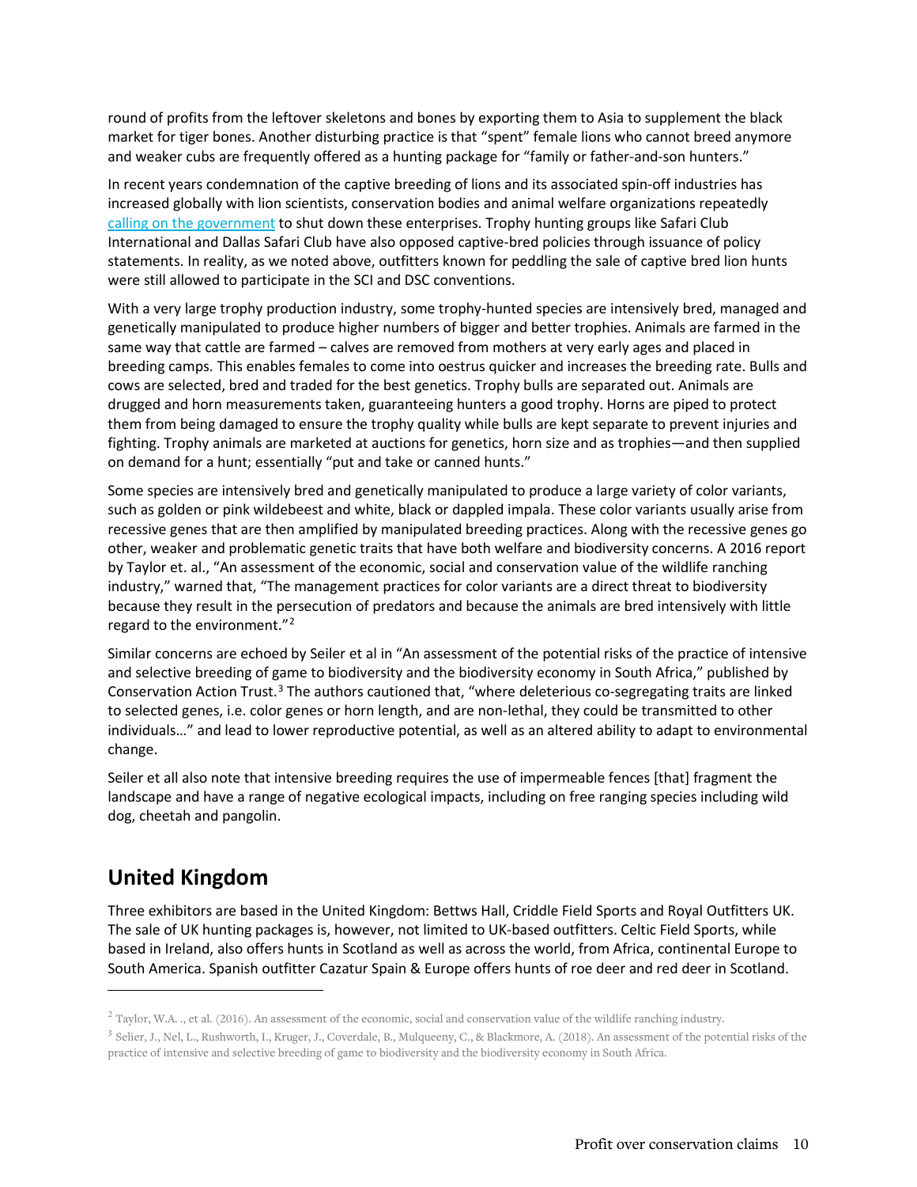round of profits from the leftover skeletons and bones by exporting them to Asia to supplement the black market for tiger bones. Another disturbing practice is that "spent" female lions who cannot breed anymore and weaker cubs are frequently offered as a hunting package for "family or father-and-son hunters."

In recent years condemnation of the captive breeding of lions and its associated spin-off industries has increased globally with lion scientists, conservation bodies and animal welfare organizations repeatedly calling on the government to shut down these enterprises. Trophy hunting groups like Safari Club International and Dallas Safari Club have also opposed captive-bred policies through issuance of policy statements. In reality, as we noted above, outfitters known for peddling the sale of captive bred lion hunts were still allowed to participate in the SCI and DSC conventions.

With a very large trophy production industry, some trophy-hunted species are intensively bred, managed and genetically manipulated to produce higher numbers of bigger and better trophies. Animals are farmed in the same way that cattle are farmed – calves are removed from mothers at very early ages and placed in breeding camps. This enables females to come into oestrus quicker and increases the breeding rate. Bulls and cows are selected, bred and traded for the best genetics. Trophy bulls are separated out. Animals are drugged and horn measurements taken, guaranteeing hunters a good trophy. Horns are piped to protect them from being damaged to ensure the trophy quality while bulls are kept separate to prevent injuries and fighting. Trophy animals are marketed at auctions for genetics, horn size and as trophies—and then supplied on demand for a hunt; essentially "put and take or canned hunts."

Some species are intensively bred and genetically manipulated to produce a large variety of color variants, such as golden or pink wildebeest and white, black or dappled impala. These color variants usually arise from recessive genes that are then amplified by manipulated breeding practices. Along with the recessive genes go other, weaker and problematic genetic traits that have both welfare and biodiversity concerns. A 2016 report by Taylor et. al., "An assessment of the economic, social and conservation value of the wildlife ranching industry," warned that, "The management practices for color variants are a direct threat to biodiversity because they result in the persecution of predators and because the animals are bred intensively with little regard to the environment."[2]

Similar concerns are echoed by Seiler et al in "An assessment of the potential risks of the practice of intensive and selective breeding of game to biodiversity and the biodiversity economy in South Africa," published by Conservation Action Trust.[3] The authors cautioned that, "where deleterious co-segregating traits are linked to selected genes, i.e. color genes or horn length, and are non-lethal, they could be transmitted to other individuals…" and lead to lower reproductive potential, as well as an altered ability to adapt to environmental change.

Seiler et all also note that intensive breeding requires the use of impermeable fences [that] fragment the landscape and have a range of negative ecological impacts, including on free ranging species including wild dog, cheetah and pangolin.

## United Kingdom

Three exhibitors are based in the United Kingdom: Bettws Hall, Criddle Field Sports and Royal Outfitters UK. The sale of UK hunting packages is, however, not limited to UK-based outfitters. Celtic Field Sports, while based in Ireland, also offers hunts in Scotland as well as across the world, from Africa, continental Europe to South America. Spanish outfitter Cazatur Spain & Europe offers hunts of roe deer and red deer in Scotland.

---

[2] Taylor, W.A. ., et al. (2016). An assessment of the economic, social and conservation value of the wildlife ranching industry.

[3] Selier, J., Nel, L., Rushworth, I., Kruger, J., Coverdale, B., Mulqueeny, C., & Blackmore, A. (2018). An assessment of the potential risks of the practice of intensive and selective breeding of game to biodiversity and the biodiversity economy in South Africa.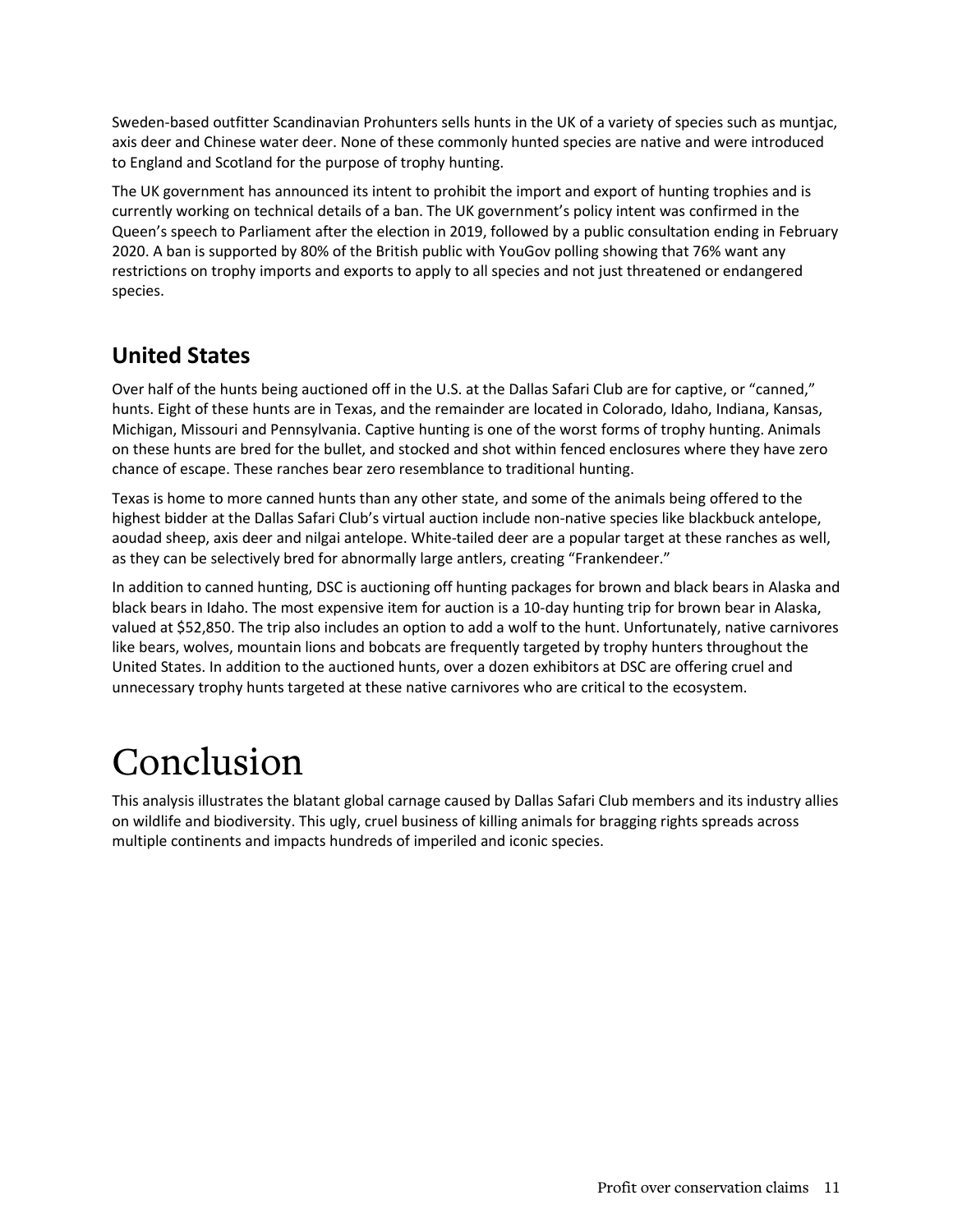Sweden-based outfitter Scandinavian Prohunters sells hunts in the UK of a variety of species such as muntjac, axis deer and Chinese water deer. None of these commonly hunted species are native and were introduced to England and Scotland for the purpose of trophy hunting.

The UK government has announced its intent to prohibit the import and export of hunting trophies and is currently working on technical details of a ban. The UK government's policy intent was confirmed in the Queen's speech to Parliament after the election in 2019, followed by a public consultation ending in February 2020. A ban is supported by 80% of the British public with YouGov polling showing that 76% want any restrictions on trophy imports and exports to apply to all species and not just threatened or endangered species.

## United States

Over half of the hunts being auctioned off in the U.S. at the Dallas Safari Club are for captive, or "canned," hunts. Eight of these hunts are in Texas, and the remainder are located in Colorado, Idaho, Indiana, Kansas, Michigan, Missouri and Pennsylvania. Captive hunting is one of the worst forms of trophy hunting. Animals on these hunts are bred for the bullet, and stocked and shot within fenced enclosures where they have zero chance of escape. These ranches bear zero resemblance to traditional hunting.

Texas is home to more canned hunts than any other state, and some of the animals being offered to the highest bidder at the Dallas Safari Club's virtual auction include non-native species like blackbuck antelope, aoudad sheep, axis deer and nilgai antelope. White-tailed deer are a popular target at these ranches as well, as they can be selectively bred for abnormally large antlers, creating "Frankendeer."

In addition to canned hunting, DSC is auctioning off hunting packages for brown and black bears in Alaska and black bears in Idaho. The most expensive item for auction is a 10-day hunting trip for brown bear in Alaska, valued at $52,850. The trip also includes an option to add a wolf to the hunt. Unfortunately, native carnivores like bears, wolves, mountain lions and bobcats are frequently targeted by trophy hunters throughout the United States. In addition to the auctioned hunts, over a dozen exhibitors at DSC are offering cruel and unnecessary trophy hunts targeted at these native carnivores who are critical to the ecosystem.

# Conclusion

This analysis illustrates the blatant global carnage caused by Dallas Safari Club members and its industry allies on wildlife and biodiversity. This ugly, cruel business of killing animals for bragging rights spreads across multiple continents and impacts hundreds of imperiled and iconic species.